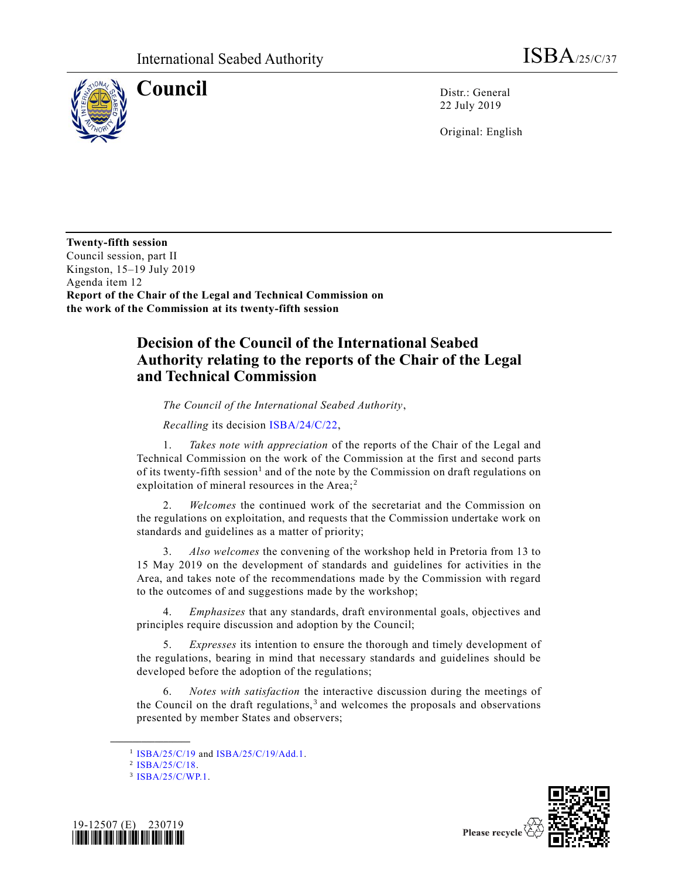International Seabed Authority ISBA/25/C/37

# Council

Distr.: General
22 July 2019

Original: English

**Twenty-fifth session**
Council session, part II
Kingston, 15–19 July 2019
Agenda item 12
**Report of the Chair of the Legal and Technical Commission on the work of the Commission at its twenty-fifth session**

## Decision of the Council of the International Seabed Authority relating to the reports of the Chair of the Legal and Technical Commission

*The Council of the International Seabed Authority*,

*Recalling* its decision ISBA/24/C/22,

1. *Takes note with appreciation* of the reports of the Chair of the Legal and Technical Commission on the work of the Commission at the first and second parts of its twenty-fifth session[1] and of the note by the Commission on draft regulations on exploitation of mineral resources in the Area;[2]

2. *Welcomes* the continued work of the secretariat and the Commission on the regulations on exploitation, and requests that the Commission undertake work on standards and guidelines as a matter of priority;

3. *Also welcomes* the convening of the workshop held in Pretoria from 13 to 15 May 2019 on the development of standards and guidelines for activities in the Area, and takes note of the recommendations made by the Commission with regard to the outcomes of and suggestions made by the workshop;

4. *Emphasizes* that any standards, draft environmental goals, objectives and principles require discussion and adoption by the Council;

5. *Expresses* its intention to ensure the thorough and timely development of the regulations, bearing in mind that necessary standards and guidelines should be developed before the adoption of the regulations;

6. *Notes with satisfaction* the interactive discussion during the meetings of the Council on the draft regulations,[3] and welcomes the proposals and observations presented by member States and observers;

---

[1] ISBA/25/C/19 and ISBA/25/C/19/Add.1.

[2] ISBA/25/C/18.

[3] ISBA/25/C/WP.1.

19-12507 (E) 230719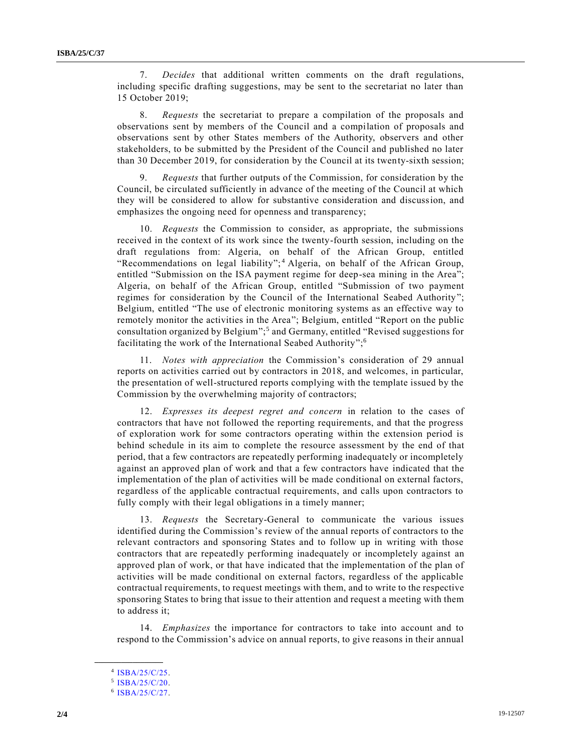7. *Decides* that additional written comments on the draft regulations, including specific drafting suggestions, may be sent to the secretariat no later than 15 October 2019;

8. *Requests* the secretariat to prepare a compilation of the proposals and observations sent by members of the Council and a compilation of proposals and observations sent by other States members of the Authority, observers and other stakeholders, to be submitted by the President of the Council and published no later than 30 December 2019, for consideration by the Council at its twenty-sixth session;

9. *Requests* that further outputs of the Commission, for consideration by the Council, be circulated sufficiently in advance of the meeting of the Council at which they will be considered to allow for substantive consideration and discussion, and emphasizes the ongoing need for openness and transparency;

10. *Requests* the Commission to consider, as appropriate, the submissions received in the context of its work since the twenty-fourth session, including on the draft regulations from: Algeria, on behalf of the African Group, entitled "Recommendations on legal liability";[4] Algeria, on behalf of the African Group, entitled "Submission on the ISA payment regime for deep-sea mining in the Area"; Algeria, on behalf of the African Group, entitled "Submission of two payment regimes for consideration by the Council of the International Seabed Authority"; Belgium, entitled "The use of electronic monitoring systems as an effective way to remotely monitor the activities in the Area"; Belgium, entitled "Report on the public consultation organized by Belgium";[5] and Germany, entitled "Revised suggestions for facilitating the work of the International Seabed Authority";[6]

11. *Notes with appreciation* the Commission's consideration of 29 annual reports on activities carried out by contractors in 2018, and welcomes, in particular, the presentation of well-structured reports complying with the template issued by the Commission by the overwhelming majority of contractors;

12. *Expresses its deepest regret and concern* in relation to the cases of contractors that have not followed the reporting requirements, and that the progress of exploration work for some contractors operating within the extension period is behind schedule in its aim to complete the resource assessment by the end of that period, that a few contractors are repeatedly performing inadequately or incompletely against an approved plan of work and that a few contractors have indicated that the implementation of the plan of activities will be made conditional on external factors, regardless of the applicable contractual requirements, and calls upon contractors to fully comply with their legal obligations in a timely manner;

13. *Requests* the Secretary-General to communicate the various issues identified during the Commission's review of the annual reports of contractors to the relevant contractors and sponsoring States and to follow up in writing with those contractors that are repeatedly performing inadequately or incompletely against an approved plan of work, or that have indicated that the implementation of the plan of activities will be made conditional on external factors, regardless of the applicable contractual requirements, to request meetings with them, and to write to the respective sponsoring States to bring that issue to their attention and request a meeting with them to address it;

14. *Emphasizes* the importance for contractors to take into account and to respond to the Commission's advice on annual reports, to give reasons in their annual

---

[4] ISBA/25/C/25.

[5] ISBA/25/C/20.

[6] ISBA/25/C/27.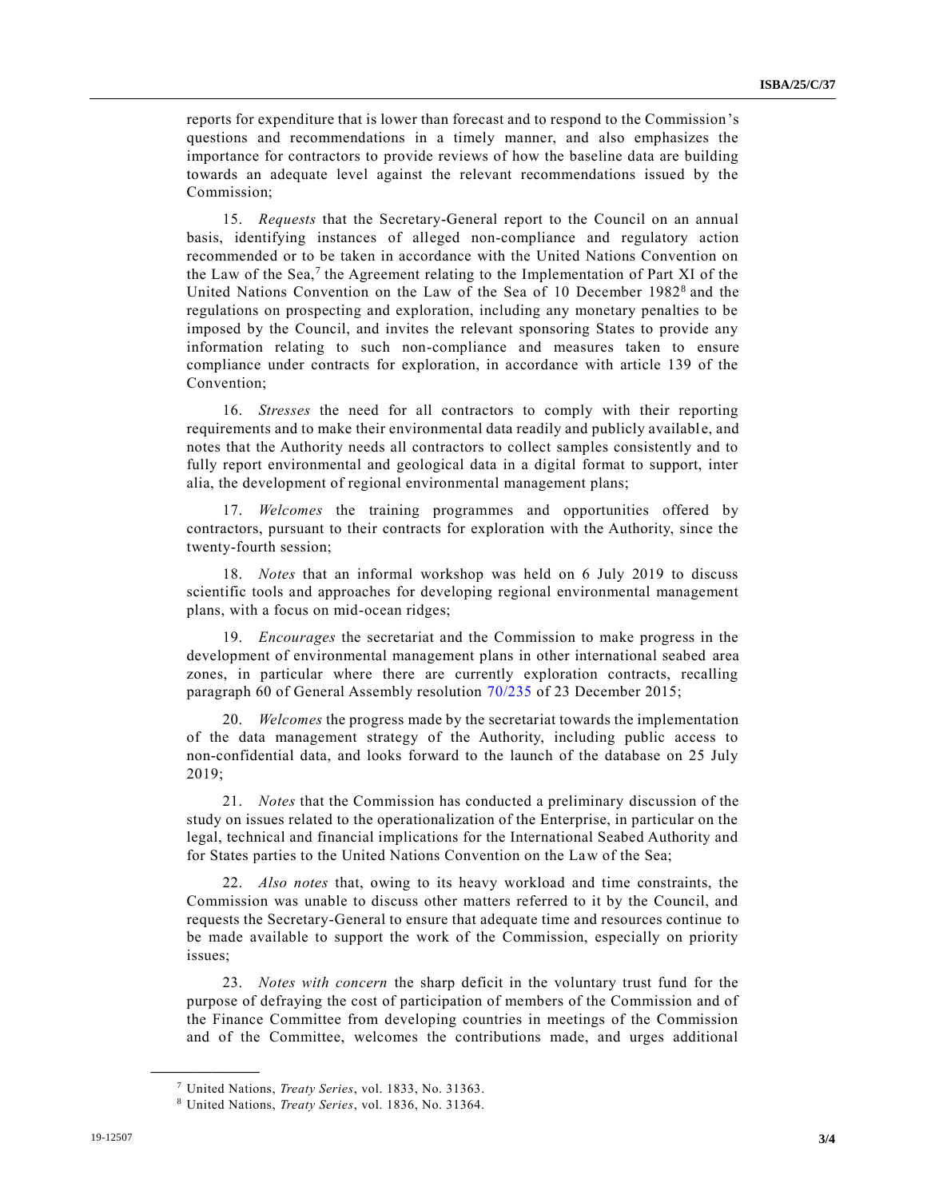reports for expenditure that is lower than forecast and to respond to the Commission's questions and recommendations in a timely manner, and also emphasizes the importance for contractors to provide reviews of how the baseline data are building towards an adequate level against the relevant recommendations issued by the Commission;

15. *Requests* that the Secretary-General report to the Council on an annual basis, identifying instances of alleged non-compliance and regulatory action recommended or to be taken in accordance with the United Nations Convention on the Law of the Sea,[7] the Agreement relating to the Implementation of Part XI of the United Nations Convention on the Law of the Sea of 10 December 1982[8] and the regulations on prospecting and exploration, including any monetary penalties to be imposed by the Council, and invites the relevant sponsoring States to provide any information relating to such non-compliance and measures taken to ensure compliance under contracts for exploration, in accordance with article 139 of the Convention;

16. *Stresses* the need for all contractors to comply with their reporting requirements and to make their environmental data readily and publicly available, and notes that the Authority needs all contractors to collect samples consistently and to fully report environmental and geological data in a digital format to support, inter alia, the development of regional environmental management plans;

17. *Welcomes* the training programmes and opportunities offered by contractors, pursuant to their contracts for exploration with the Authority, since the twenty-fourth session;

18. *Notes* that an informal workshop was held on 6 July 2019 to discuss scientific tools and approaches for developing regional environmental management plans, with a focus on mid-ocean ridges;

19. *Encourages* the secretariat and the Commission to make progress in the development of environmental management plans in other international seabed area zones, in particular where there are currently exploration contracts, recalling paragraph 60 of General Assembly resolution 70/235 of 23 December 2015;

20. *Welcomes* the progress made by the secretariat towards the implementation of the data management strategy of the Authority, including public access to non-confidential data, and looks forward to the launch of the database on 25 July 2019;

21. *Notes* that the Commission has conducted a preliminary discussion of the study on issues related to the operationalization of the Enterprise, in particular on the legal, technical and financial implications for the International Seabed Authority and for States parties to the United Nations Convention on the Law of the Sea;

22. *Also notes* that, owing to its heavy workload and time constraints, the Commission was unable to discuss other matters referred to it by the Council, and requests the Secretary-General to ensure that adequate time and resources continue to be made available to support the work of the Commission, especially on priority issues;

23. *Notes with concern* the sharp deficit in the voluntary trust fund for the purpose of defraying the cost of participation of members of the Commission and of the Finance Committee from developing countries in meetings of the Commission and of the Committee, welcomes the contributions made, and urges additional

---

[7] United Nations, *Treaty Series*, vol. 1833, No. 31363.

[8] United Nations, *Treaty Series*, vol. 1836, No. 31364.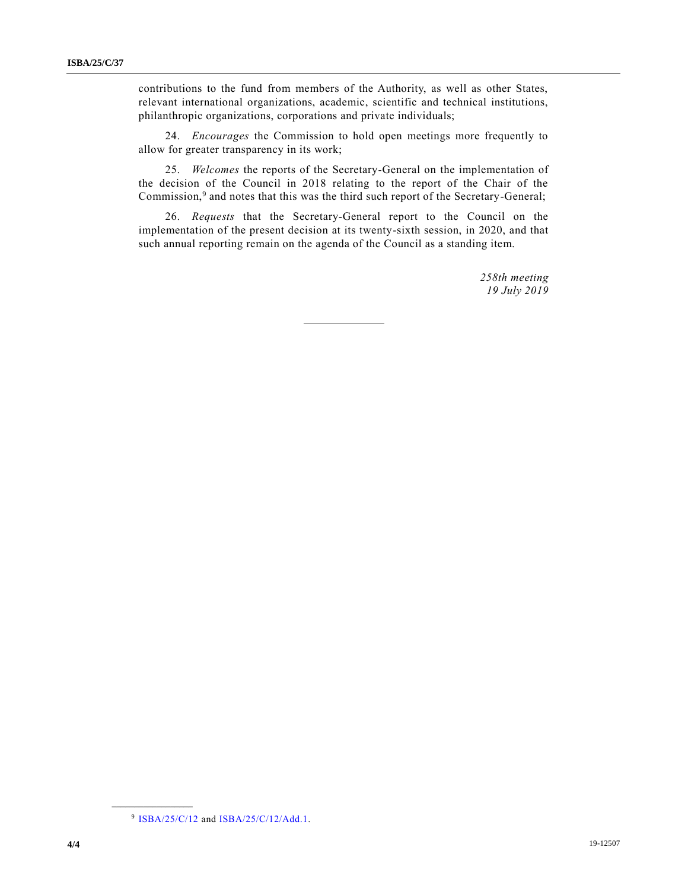contributions to the fund from members of the Authority, as well as other States, relevant international organizations, academic, scientific and technical institutions, philanthropic organizations, corporations and private individuals;

24. *Encourages* the Commission to hold open meetings more frequently to allow for greater transparency in its work;

25. *Welcomes* the reports of the Secretary-General on the implementation of the decision of the Council in 2018 relating to the report of the Chair of the Commission,[9] and notes that this was the third such report of the Secretary-General;

26. *Requests* that the Secretary-General report to the Council on the implementation of the present decision at its twenty-sixth session, in 2020, and that such annual reporting remain on the agenda of the Council as a standing item.

*258th meeting*
*19 July 2019*

---

[9] ISBA/25/C/12 and ISBA/25/C/12/Add.1.